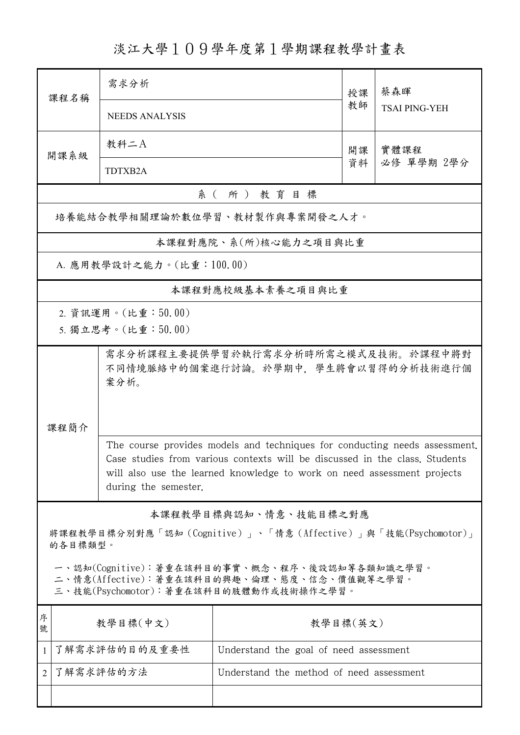# 淡江大學１０９學年度第１學期課程教學計畫表

| 課程名稱 | 需求分析 | 授課教師 | 蔡森暉 |
|---|---|---|---|
| | NEEDS ANALYSIS | | TSAI PING-YEH |
| 開課系級 | 教科二A | 開課資料 | 實體課程<br>必修 單學期 2學分 |
| | TDTXB2A | | |

## 系（所）教育目標

培養能結合教學相關理論於數位學習、教材製作與專案開發之人才。

## 本課程對應院、系(所)核心能力之項目與比重

A. 應用教學設計之能力。(比重：100.00)

## 本課程對應校級基本素養之項目與比重

2. 資訊運用。(比重：50.00)
5. 獨立思考。(比重：50.00)

## 課程簡介

需求分析課程主要提供學習於執行需求分析時所需之模式及技術。於課程中將對不同情境脈絡中的個案進行討論。於學期中，學生將會以習得的分析技術進行個案分析。

The course provides models and techniques for conducting needs assessment. Case studies from various contexts will be discussed in the class. Students will also use the learned knowledge to work on need assessment projects during the semester.

## 本課程教學目標與認知、情意、技能目標之對應

將課程教學目標分別對應「認知（Cognitive）」、「情意（Affective）」與「技能(Psychomotor)」的各目標類型。

一、認知(Cognitive)：著重在該科目的事實、概念、程序、後設認知等各類知識之學習。
二、情意(Affective)：著重在該科目的興趣、倫理、態度、信念、價值觀等之學習。
三、技能(Psychomotor)：著重在該科目的肢體動作或技術操作之學習。

| 序號 | 教學目標(中文) | 教學目標(英文) |
|---|---|---|
| 1 | 了解需求評估的目的及重要性 | Understand the goal of need assessment |
| 2 | 了解需求評估的方法 | Understand the method of need assessment |
| | | |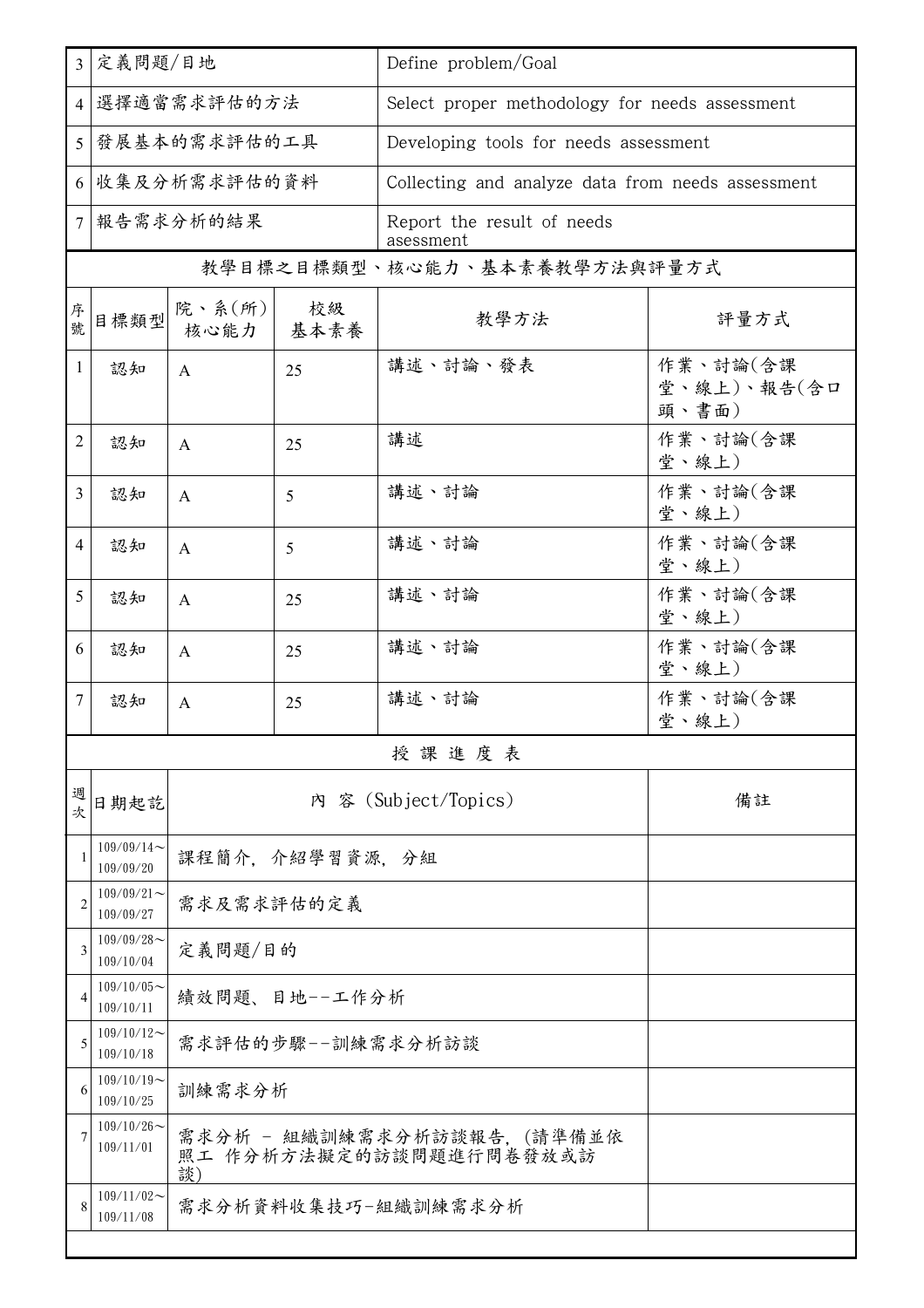| | | |
|---|---|---|
| 3 | 定義問題/目地 | Define problem/Goal |
| 4 | 選擇適當需求評估的方法 | Select proper methodology for needs assessment |
| 5 | 發展基本的需求評估的工具 | Developing tools for needs assessment |
| 6 | 收集及分析需求評估的資料 | Collecting and analyze data from needs assessment |
| 7 | 報告需求分析的結果 | Report the result of needs asessment |

教學目標之目標類型、核心能力、基本素養教學方法與評量方式

| 序號 | 目標類型 | 院、系(所)核心能力 | 校級基本素養 | 教學方法 | 評量方式 |
|---|---|---|---|---|---|
| 1 | 認知 | A | 25 | 講述、討論、發表 | 作業、討論(含課堂、線上)、報告(含口頭、書面) |
| 2 | 認知 | A | 25 | 講述 | 作業、討論(含課堂、線上) |
| 3 | 認知 | A | 5 | 講述、討論 | 作業、討論(含課堂、線上) |
| 4 | 認知 | A | 5 | 講述、討論 | 作業、討論(含課堂、線上) |
| 5 | 認知 | A | 25 | 講述、討論 | 作業、討論(含課堂、線上) |
| 6 | 認知 | A | 25 | 講述、討論 | 作業、討論(含課堂、線上) |
| 7 | 認知 | A | 25 | 講述、討論 | 作業、討論(含課堂、線上) |

授 課 進 度 表

| 週次 | 日期起訖 | 內 容 (Subject/Topics) | 備註 |
|---|---|---|---|
| 1 | 109/09/14～109/09/20 | 課程簡介, 介紹學習資源, 分組 | |
| 2 | 109/09/21～109/09/27 | 需求及需求評估的定義 | |
| 3 | 109/09/28～109/10/04 | 定義問題/目的 | |
| 4 | 109/10/05～109/10/11 | 績效問題、目地--工作分析 | |
| 5 | 109/10/12～109/10/18 | 需求評估的步驟--訓練需求分析訪談 | |
| 6 | 109/10/19～109/10/25 | 訓練需求分析 | |
| 7 | 109/10/26～109/11/01 | 需求分析 - 組織訓練需求分析訪談報告, (請準備並依照工 作分析方法擬定的訪談問題進行問卷發放或訪談) | |
| 8 | 109/11/02～109/11/08 | 需求分析資料收集技巧-組織訓練需求分析 | |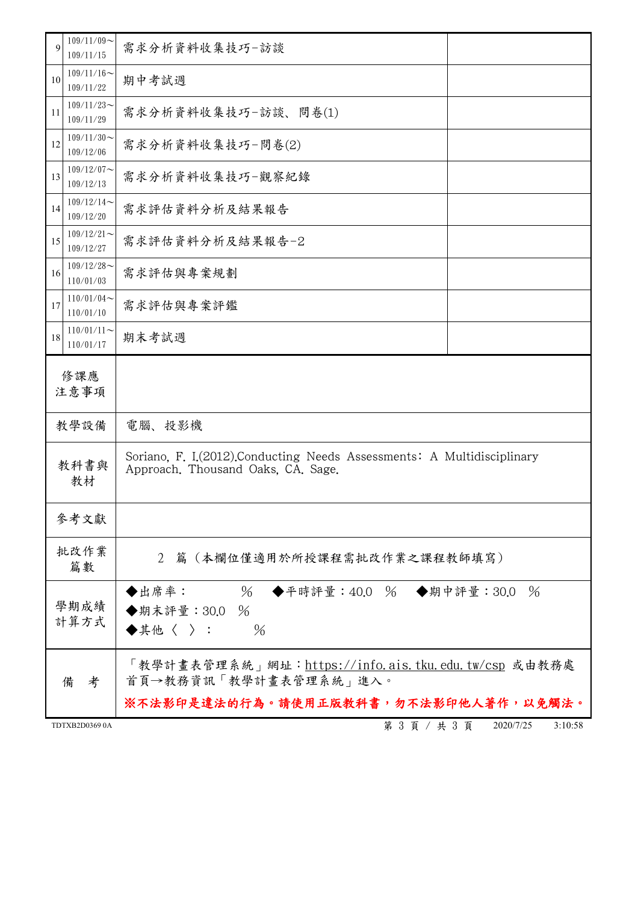| | | | |
|---|---|---|---|
| 9 | 109/11/09～<br>109/11/15 | 需求分析資料收集技巧-訪談 | |
| 10 | 109/11/16～<br>109/11/22 | 期中考試週 | |
| 11 | 109/11/23～<br>109/11/29 | 需求分析資料收集技巧-訪談、問卷(1) | |
| 12 | 109/11/30～<br>109/12/06 | 需求分析資料收集技巧-問卷(2) | |
| 13 | 109/12/07～<br>109/12/13 | 需求分析資料收集技巧-觀察紀錄 | |
| 14 | 109/12/14～<br>109/12/20 | 需求評估資料分析及結果報告 | |
| 15 | 109/12/21～<br>109/12/27 | 需求評估資料分析及結果報告-2 | |
| 16 | 109/12/28～<br>110/01/03 | 需求評估與專案規劃 | |
| 17 | 110/01/04～<br>110/01/10 | 需求評估與專案評鑑 | |
| 18 | 110/01/11～<br>110/01/17 | 期末考試週 | |

| | |
|---|---|
| 修課應注意事項 | |
| 教學設備 | 電腦、投影機 |
| 教科書與教材 | Soriano, F. I.(2012).Conducting Needs Assessments: A Multidisciplinary Approach. Thousand Oaks, CA. Sage. |
| 參考文獻 | |
| 批改作業篇數 | 2 篇（本欄位僅適用於所授課程需批改作業之課程教師填寫） |
| 學期成績計算方式 | ◆出席率： ％ ◆平時評量：40.0 ％ ◆期中評量：30.0 ％<br>◆期末評量：30.0 ％<br>◆其他〈 〉： ％ |
| 備　考 | 「教學計畫表管理系統」網址：https://info.ais.tku.edu.tw/csp 或由教務處首頁→教務資訊「教學計畫表管理系統」進入。<br>**※不法影印是違法的行為。請使用正版教科書，勿不法影印他人著作，以免觸法。** |

TDTXB2D0369 0A